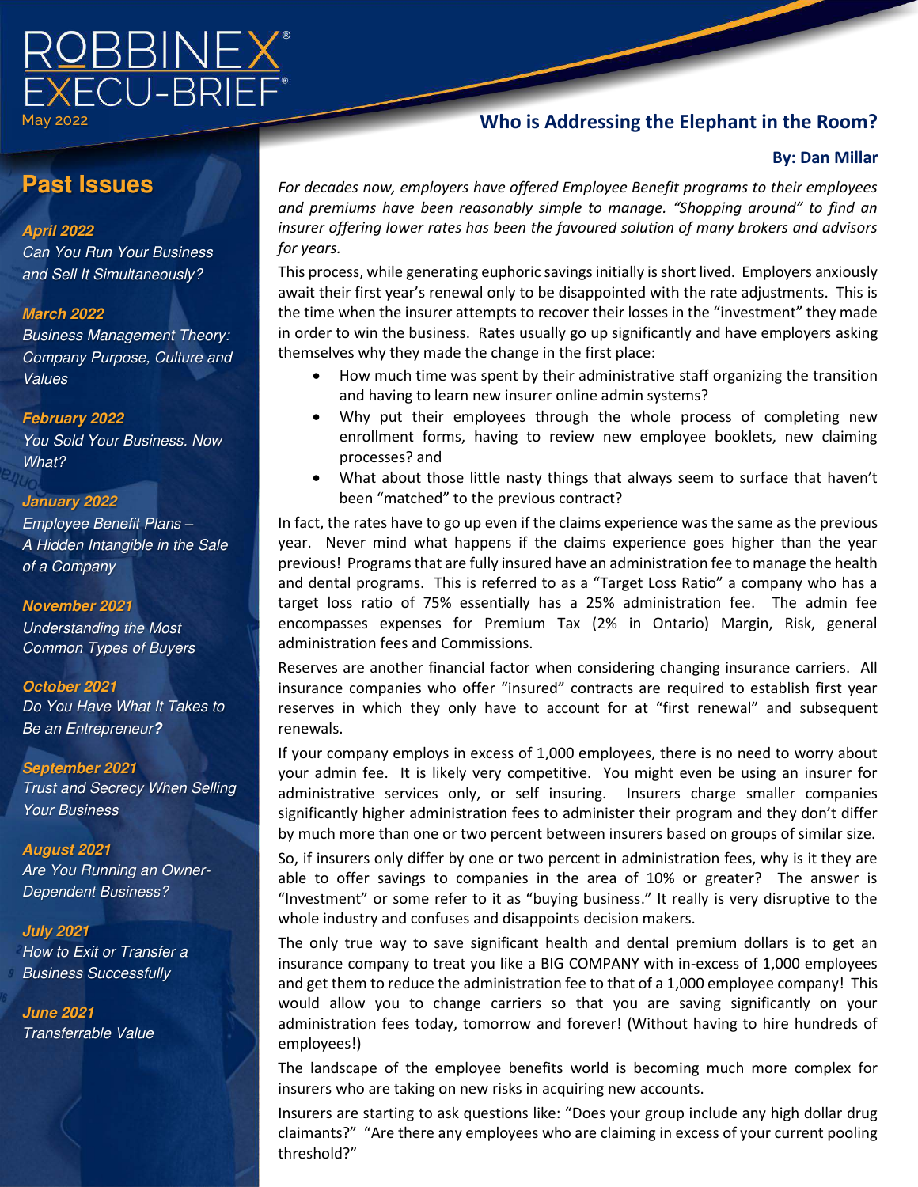# ROBBINEX® EXECU-BRIEF®

May 2022

## Past Issues

***April 2022***
*Can You Run Your Business and Sell It Simultaneously?*

***March 2022***
*Business Management Theory: Company Purpose, Culture and Values*

***February 2022***
*You Sold Your Business. Now What?*

***January 2022***
*Employee Benefit Plans – A Hidden Intangible in the Sale of a Company*

***November 2021***
*Understanding the Most Common Types of Buyers*

***October 2021***
*Do You Have What It Takes to Be an Entrepreneur?*

***September 2021***
*Trust and Secrecy When Selling Your Business*

***August 2021***
*Are You Running an Owner-Dependent Business?*

***July 2021***
*How to Exit or Transfer a Business Successfully*

***June 2021***
*Transferrable Value*

## Who is Addressing the Elephant in the Room?

**By: Dan Millar**

*For decades now, employers have offered Employee Benefit programs to their employees and premiums have been reasonably simple to manage. "Shopping around" to find an insurer offering lower rates has been the favoured solution of many brokers and advisors for years.*

This process, while generating euphoric savings initially is short lived. Employers anxiously await their first year's renewal only to be disappointed with the rate adjustments. This is the time when the insurer attempts to recover their losses in the "investment" they made in order to win the business. Rates usually go up significantly and have employers asking themselves why they made the change in the first place:

- How much time was spent by their administrative staff organizing the transition and having to learn new insurer online admin systems?
- Why put their employees through the whole process of completing new enrollment forms, having to review new employee booklets, new claiming processes? and
- What about those little nasty things that always seem to surface that haven't been "matched" to the previous contract?

In fact, the rates have to go up even if the claims experience was the same as the previous year. Never mind what happens if the claims experience goes higher than the year previous! Programs that are fully insured have an administration fee to manage the health and dental programs. This is referred to as a "Target Loss Ratio" a company who has a target loss ratio of 75% essentially has a 25% administration fee. The admin fee encompasses expenses for Premium Tax (2% in Ontario) Margin, Risk, general administration fees and Commissions.

Reserves are another financial factor when considering changing insurance carriers. All insurance companies who offer "insured" contracts are required to establish first year reserves in which they only have to account for at "first renewal" and subsequent renewals.

If your company employs in excess of 1,000 employees, there is no need to worry about your admin fee. It is likely very competitive. You might even be using an insurer for administrative services only, or self insuring. Insurers charge smaller companies significantly higher administration fees to administer their program and they don't differ by much more than one or two percent between insurers based on groups of similar size.

So, if insurers only differ by one or two percent in administration fees, why is it they are able to offer savings to companies in the area of 10% or greater? The answer is "Investment" or some refer to it as "buying business." It really is very disruptive to the whole industry and confuses and disappoints decision makers.

The only true way to save significant health and dental premium dollars is to get an insurance company to treat you like a BIG COMPANY with in-excess of 1,000 employees and get them to reduce the administration fee to that of a 1,000 employee company! This would allow you to change carriers so that you are saving significantly on your administration fees today, tomorrow and forever! (Without having to hire hundreds of employees!)

The landscape of the employee benefits world is becoming much more complex for insurers who are taking on new risks in acquiring new accounts.

Insurers are starting to ask questions like: "Does your group include any high dollar drug claimants?" "Are there any employees who are claiming in excess of your current pooling threshold?"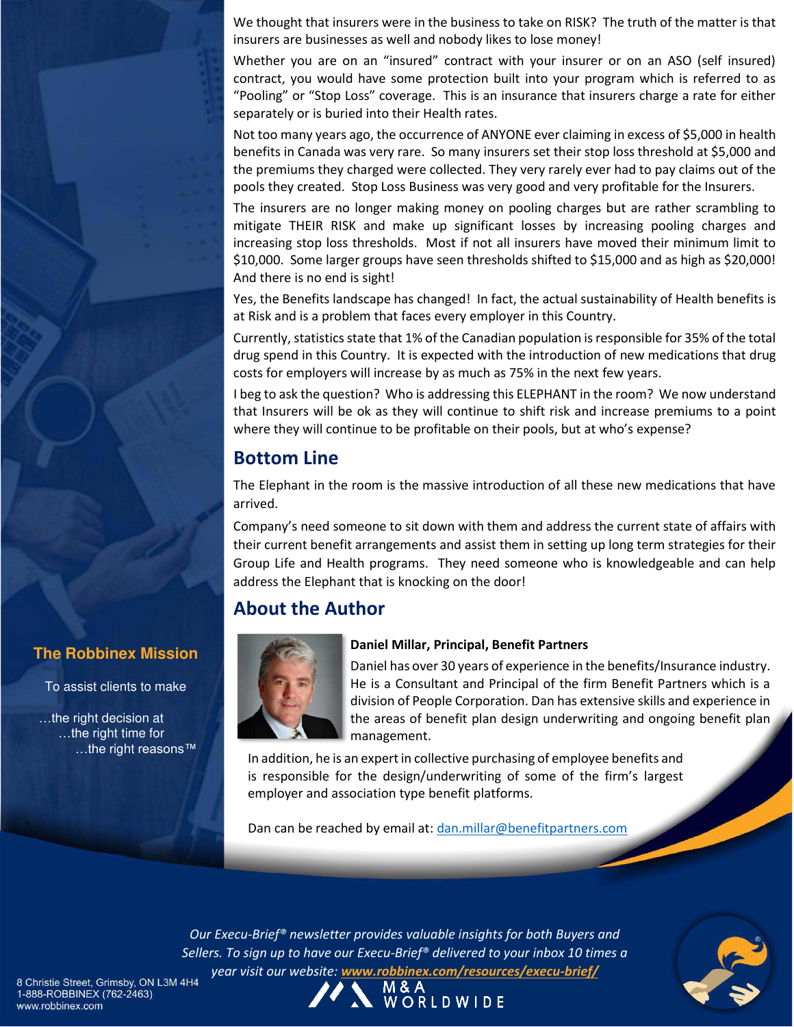We thought that insurers were in the business to take on RISK? The truth of the matter is that insurers are businesses as well and nobody likes to lose money!

Whether you are on an "insured" contract with your insurer or on an ASO (self insured) contract, you would have some protection built into your program which is referred to as "Pooling" or "Stop Loss" coverage. This is an insurance that insurers charge a rate for either separately or is buried into their Health rates.

Not too many years ago, the occurrence of ANYONE ever claiming in excess of $5,000 in health benefits in Canada was very rare. So many insurers set their stop loss threshold at $5,000 and the premiums they charged were collected. They very rarely ever had to pay claims out of the pools they created. Stop Loss Business was very good and very profitable for the Insurers.

The insurers are no longer making money on pooling charges but are rather scrambling to mitigate THEIR RISK and make up significant losses by increasing pooling charges and increasing stop loss thresholds. Most if not all insurers have moved their minimum limit to $10,000. Some larger groups have seen thresholds shifted to $15,000 and as high as $20,000! And there is no end is sight!

Yes, the Benefits landscape has changed! In fact, the actual sustainability of Health benefits is at Risk and is a problem that faces every employer in this Country.

Currently, statistics state that 1% of the Canadian population is responsible for 35% of the total drug spend in this Country. It is expected with the introduction of new medications that drug costs for employers will increase by as much as 75% in the next few years.

I beg to ask the question? Who is addressing this ELEPHANT in the room? We now understand that Insurers will be ok as they will continue to shift risk and increase premiums to a point where they will continue to be profitable on their pools, but at who's expense?

## Bottom Line

The Elephant in the room is the massive introduction of all these new medications that have arrived.

Company's need someone to sit down with them and address the current state of affairs with their current benefit arrangements and assist them in setting up long term strategies for their Group Life and Health programs. They need someone who is knowledgeable and can help address the Elephant that is knocking on the door!

## About the Author

**Daniel Millar, Principal, Benefit Partners**

Daniel has over 30 years of experience in the benefits/Insurance industry. He is a Consultant and Principal of the firm Benefit Partners which is a division of People Corporation. Dan has extensive skills and experience in the areas of benefit plan design underwriting and ongoing benefit plan management.

In addition, he is an expert in collective purchasing of employee benefits and is responsible for the design/underwriting of some of the firm's largest employer and association type benefit platforms.

Dan can be reached by email at: dan.millar@benefitpartners.com

### The Robbinex Mission

To assist clients to make

…the right decision at
…the right time for
…the right reasons™

*Our Execu-Brief® newsletter provides valuable insights for both Buyers and Sellers. To sign up to have our Execu-Brief® delivered to your inbox 10 times a year visit our website: **www.robbinex.com/resources/execu-brief/***

8 Christie Street, Grimsby, ON L3M 4H4
1-888-ROBBINEX (762-2463)
www.robbinex.com

M & A WORLDWIDE